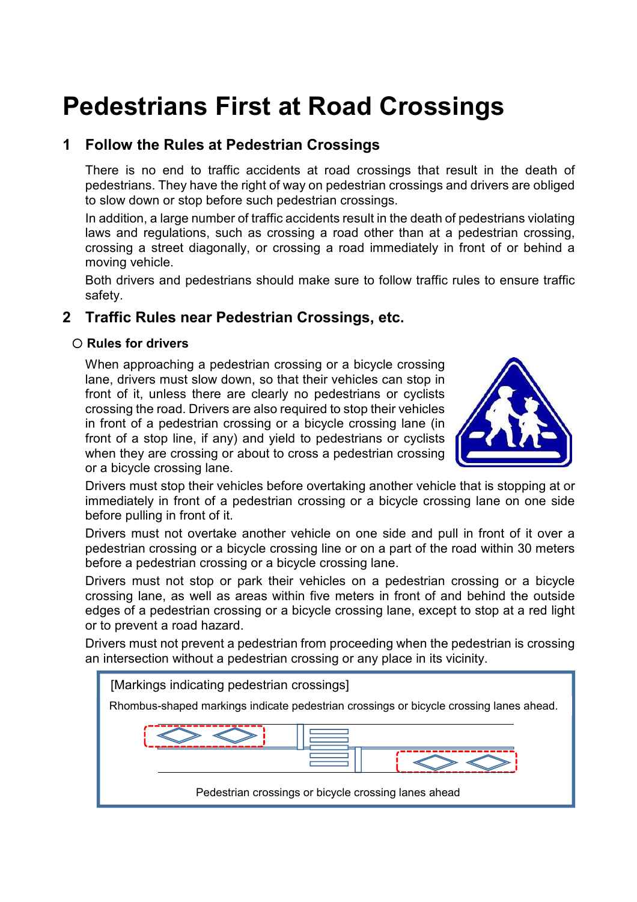# Pedestrians First at Road Crossings

## 1 Follow the Rules at Pedestrian Crossings

There is no end to traffic accidents at road crossings that result in the death of pedestrians. They have the right of way on pedestrian crossings and drivers are obliged to slow down or stop before such pedestrian crossings.

In addition, a large number of traffic accidents result in the death of pedestrians violating laws and regulations, such as crossing a road other than at a pedestrian crossing, crossing a street diagonally, or crossing a road immediately in front of or behind a moving vehicle.

Both drivers and pedestrians should make sure to follow traffic rules to ensure traffic safety.

## 2 Traffic Rules near Pedestrian Crossings, etc.

### ○ Rules for drivers

When approaching a pedestrian crossing or a bicycle crossing lane, drivers must slow down, so that their vehicles can stop in front of it, unless there are clearly no pedestrians or cyclists crossing the road. Drivers are also required to stop their vehicles in front of a pedestrian crossing or a bicycle crossing lane (in front of a stop line, if any) and yield to pedestrians or cyclists when they are crossing or about to cross a pedestrian crossing or a bicycle crossing lane.

Drivers must stop their vehicles before overtaking another vehicle that is stopping at or immediately in front of a pedestrian crossing or a bicycle crossing lane on one side before pulling in front of it.

Drivers must not overtake another vehicle on one side and pull in front of it over a pedestrian crossing or a bicycle crossing line or on a part of the road within 30 meters before a pedestrian crossing or a bicycle crossing lane.

Drivers must not stop or park their vehicles on a pedestrian crossing or a bicycle crossing lane, as well as areas within five meters in front of and behind the outside edges of a pedestrian crossing or a bicycle crossing lane, except to stop at a red light or to prevent a road hazard.

Drivers must not prevent a pedestrian from proceeding when the pedestrian is crossing an intersection without a pedestrian crossing or any place in its vicinity.

[Markings indicating pedestrian crossings]

Rhombus-shaped markings indicate pedestrian crossings or bicycle crossing lanes ahead.

Pedestrian crossings or bicycle crossing lanes ahead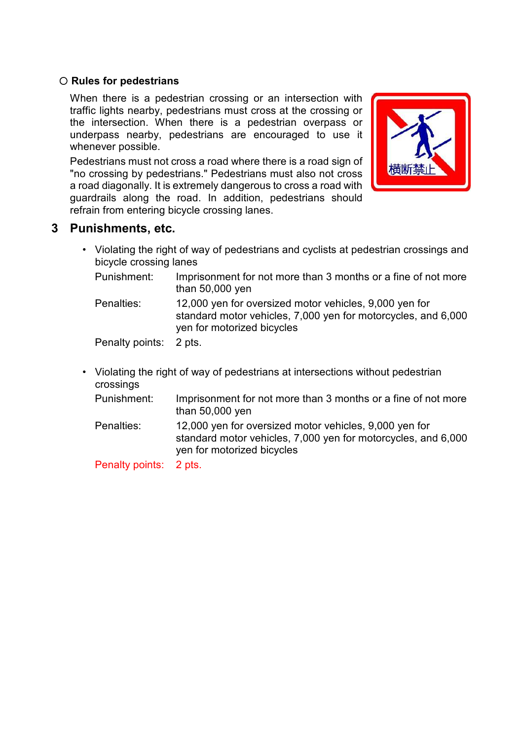○ **Rules for pedestrians**

When there is a pedestrian crossing or an intersection with traffic lights nearby, pedestrians must cross at the crossing or the intersection. When there is a pedestrian overpass or underpass nearby, pedestrians are encouraged to use it whenever possible.

Pedestrians must not cross a road where there is a road sign of "no crossing by pedestrians." Pedestrians must also not cross a road diagonally. It is extremely dangerous to cross a road with guardrails along the road. In addition, pedestrians should refrain from entering bicycle crossing lanes.

## 3 Punishments, etc.

- Violating the right of way of pedestrians and cyclists at pedestrian crossings and bicycle crossing lanes

  Punishment: Imprisonment for not more than 3 months or a fine of not more than 50,000 yen

  Penalties: 12,000 yen for oversized motor vehicles, 9,000 yen for standard motor vehicles, 7,000 yen for motorcycles, and 6,000 yen for motorized bicycles

  Penalty points: 2 pts.

- Violating the right of way of pedestrians at intersections without pedestrian crossings

  Punishment: Imprisonment for not more than 3 months or a fine of not more than 50,000 yen

  Penalties: 12,000 yen for oversized motor vehicles, 9,000 yen for standard motor vehicles, 7,000 yen for motorcycles, and 6,000 yen for motorized bicycles

  Penalty points: 2 pts.